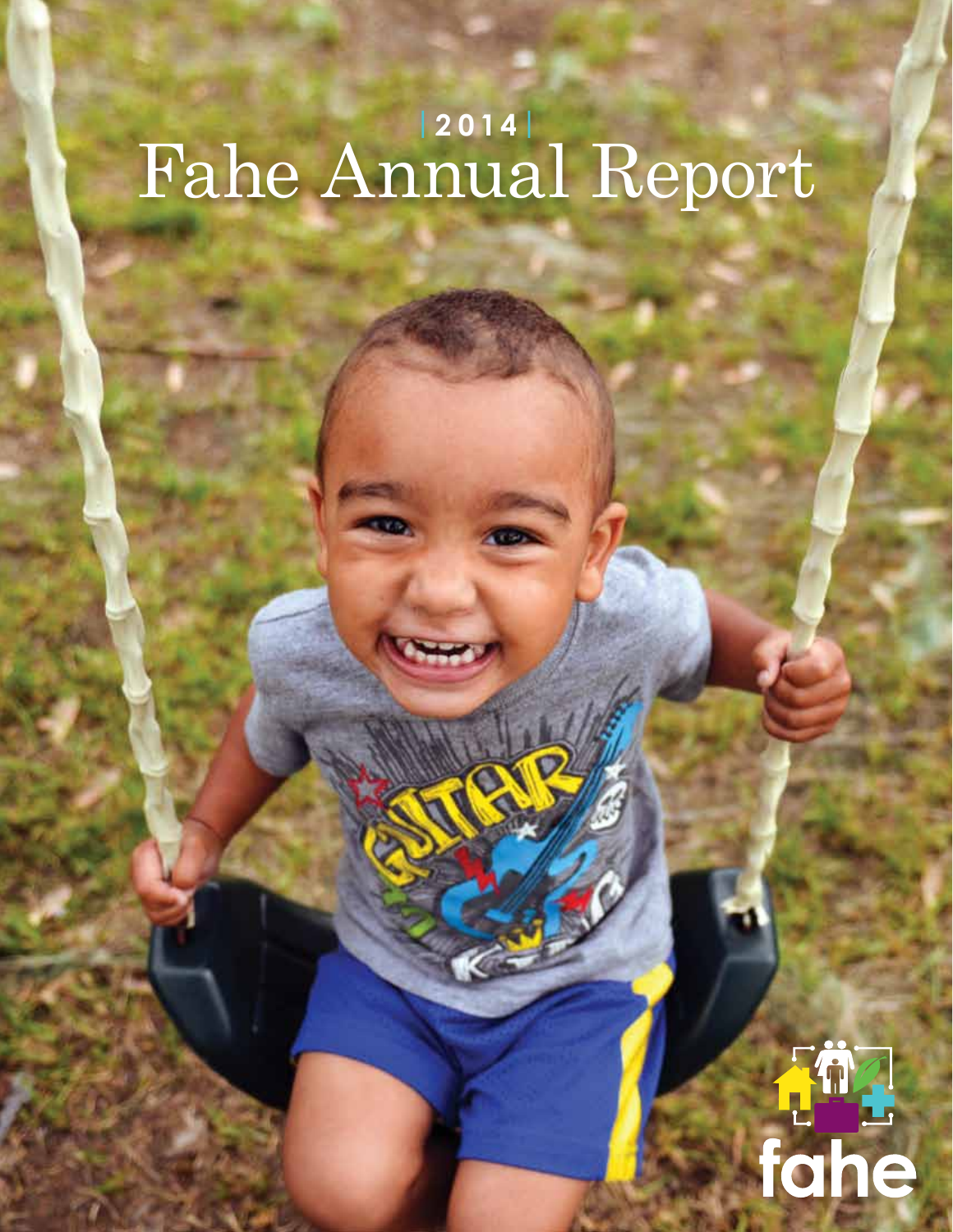2014

# Fahe Annual Report

fahe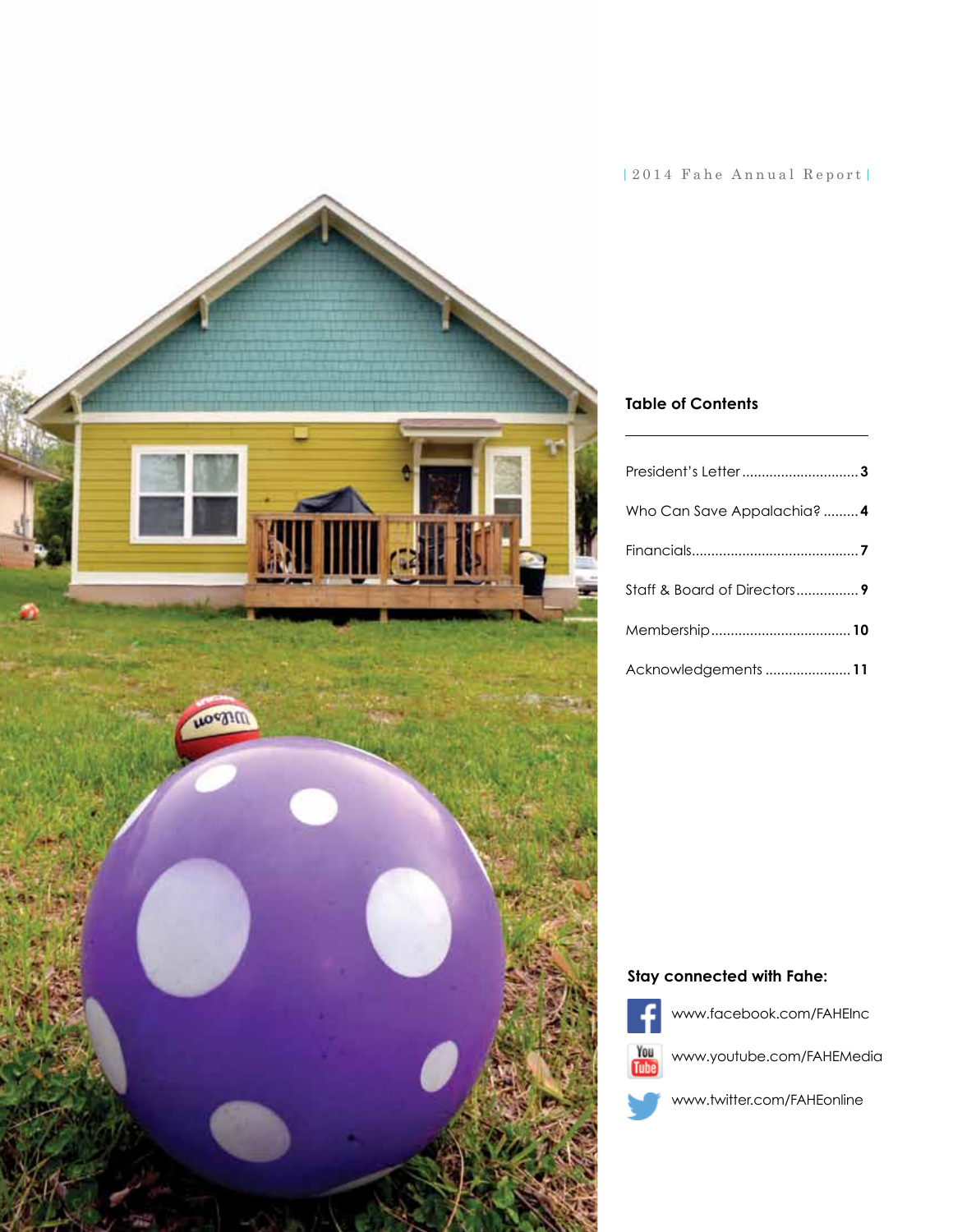| 2014 Fahe Annual Report |

## Table of Contents

President's Letter .............................. 3

Who Can Save Appalachia? ......... 4

Financials........................................... 7

Staff & Board of Directors................ 9

Membership.................................... 10

Acknowledgements ...................... 11

**Stay connected with Fahe:**

www.facebook.com/FAHEInc

www.youtube.com/FAHEMedia

www.twitter.com/FAHEonline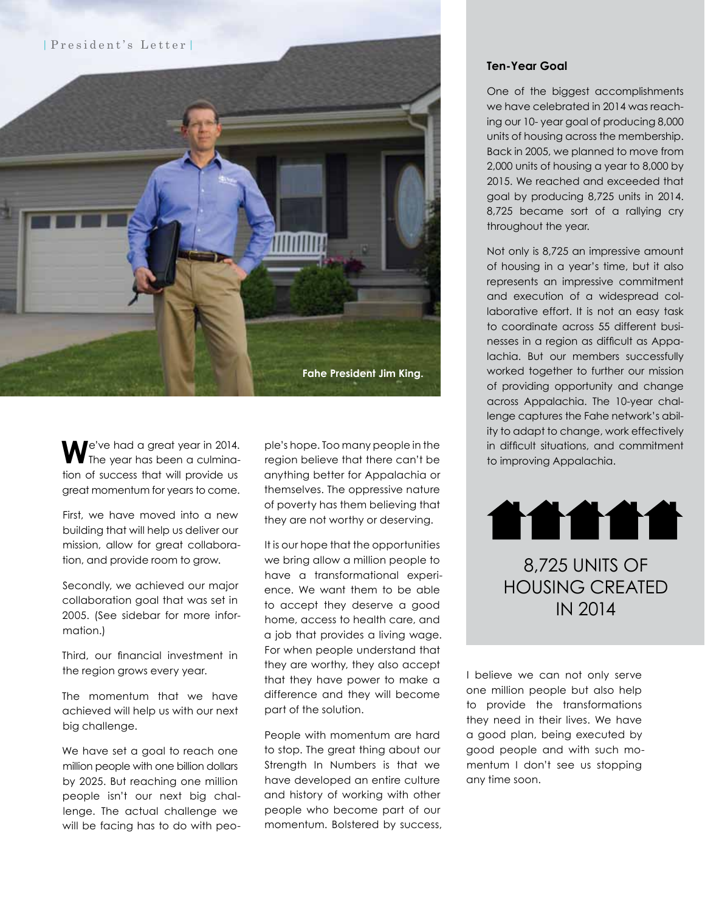# President's Letter

Fahe President Jim King.

We've had a great year in 2014. The year has been a culmination of success that will provide us great momentum for years to come.

First, we have moved into a new building that will help us deliver our mission, allow for great collaboration, and provide room to grow.

Secondly, we achieved our major collaboration goal that was set in 2005. (See sidebar for more information.)

Third, our financial investment in the region grows every year.

The momentum that we have achieved will help us with our next big challenge.

We have set a goal to reach one million people with one billion dollars by 2025. But reaching one million people isn't our next big challenge. The actual challenge we will be facing has to do with people's hope. Too many people in the region believe that there can't be anything better for Appalachia or themselves. The oppressive nature of poverty has them believing that they are not worthy or deserving.

It is our hope that the opportunities we bring allow a million people to have a transformational experience. We want them to be able to accept they deserve a good home, access to health care, and a job that provides a living wage. For when people understand that they are worthy, they also accept that they have power to make a difference and they will become part of the solution.

People with momentum are hard to stop. The great thing about our Strength In Numbers is that we have developed an entire culture and history of working with other people who become part of our momentum. Bolstered by success, I believe we can not only serve one million people but also help to provide the transformations they need in their lives. We have a good plan, being executed by good people and with such momentum I don't see us stopping any time soon.

### Ten-Year Goal

One of the biggest accomplishments we have celebrated in 2014 was reaching our 10- year goal of producing 8,000 units of housing across the membership. Back in 2005, we planned to move from 2,000 units of housing a year to 8,000 by 2015. We reached and exceeded that goal by producing 8,725 units in 2014. 8,725 became sort of a rallying cry throughout the year.

Not only is 8,725 an impressive amount of housing in a year's time, but it also represents an impressive commitment and execution of a widespread collaborative effort. It is not an easy task to coordinate across 55 different businesses in a region as difficult as Appalachia. But our members successfully worked together to further our mission of providing opportunity and change across Appalachia. The 10-year challenge captures the Fahe network's ability to adapt to change, work effectively in difficult situations, and commitment to improving Appalachia.

8,725 UNITS OF HOUSING CREATED IN 2014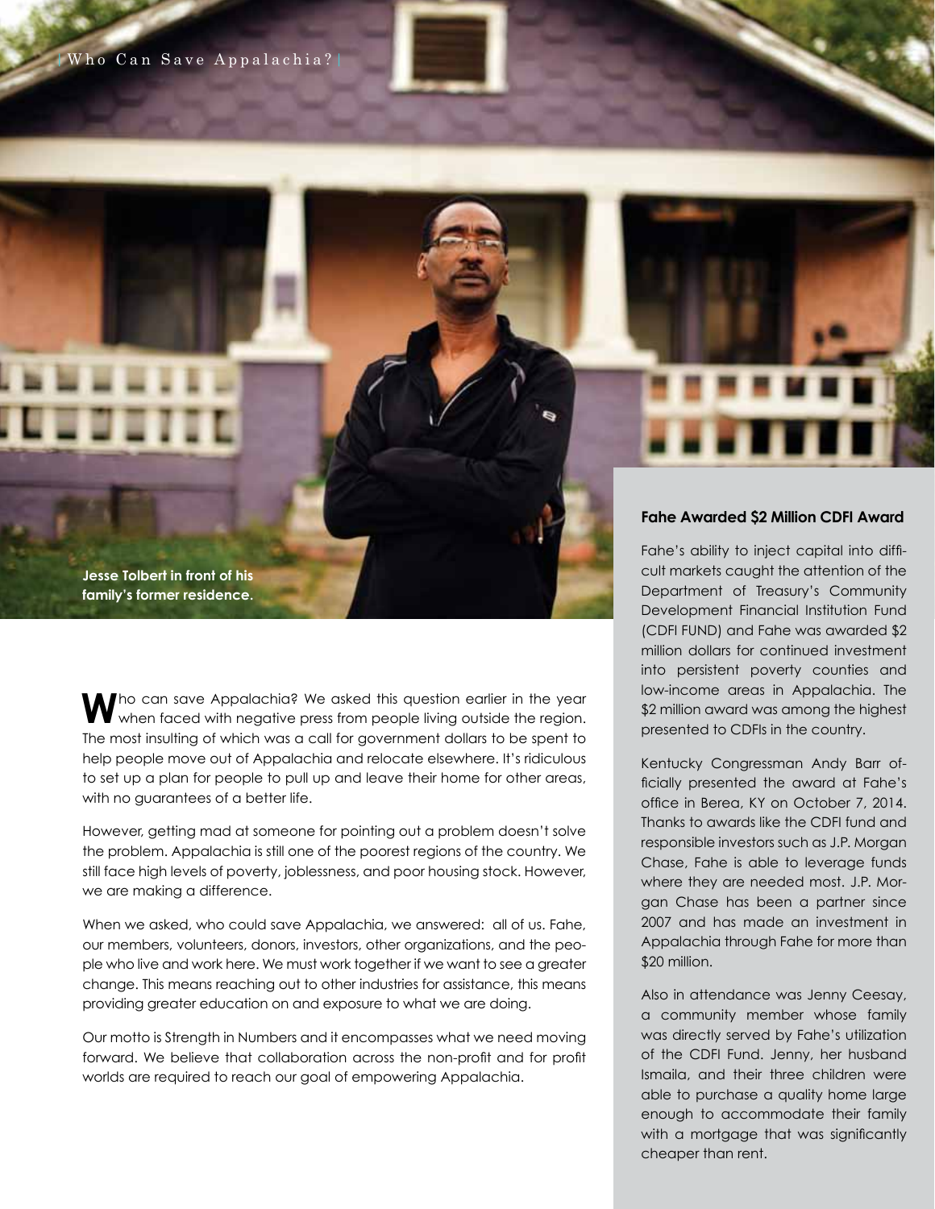Jesse Tolbert in front of his family's former residence.

Who can save Appalachia? We asked this question earlier in the year when faced with negative press from people living outside the region. The most insulting of which was a call for government dollars to be spent to help people move out of Appalachia and relocate elsewhere. It's ridiculous to set up a plan for people to pull up and leave their home for other areas, with no guarantees of a better life.

However, getting mad at someone for pointing out a problem doesn't solve the problem. Appalachia is still one of the poorest regions of the country. We still face high levels of poverty, joblessness, and poor housing stock. However, we are making a difference.

When we asked, who could save Appalachia, we answered: all of us. Fahe, our members, volunteers, donors, investors, other organizations, and the people who live and work here. We must work together if we want to see a greater change. This means reaching out to other industries for assistance, this means providing greater education on and exposure to what we are doing.

Our motto is Strength in Numbers and it encompasses what we need moving forward. We believe that collaboration across the non-profit and for profit worlds are required to reach our goal of empowering Appalachia.

### Fahe Awarded $2 Million CDFI Award

Fahe's ability to inject capital into difficult markets caught the attention of the Department of Treasury's Community Development Financial Institution Fund (CDFI FUND) and Fahe was awarded $2 million dollars for continued investment into persistent poverty counties and low-income areas in Appalachia. The $2 million award was among the highest presented to CDFIs in the country.

Kentucky Congressman Andy Barr officially presented the award at Fahe's office in Berea, KY on October 7, 2014. Thanks to awards like the CDFI fund and responsible investors such as J.P. Morgan Chase, Fahe is able to leverage funds where they are needed most. J.P. Morgan Chase has been a partner since 2007 and has made an investment in Appalachia through Fahe for more than $20 million.

Also in attendance was Jenny Ceesay, a community member whose family was directly served by Fahe's utilization of the CDFI Fund. Jenny, her husband Ismaila, and their three children were able to purchase a quality home large enough to accommodate their family with a mortgage that was significantly cheaper than rent.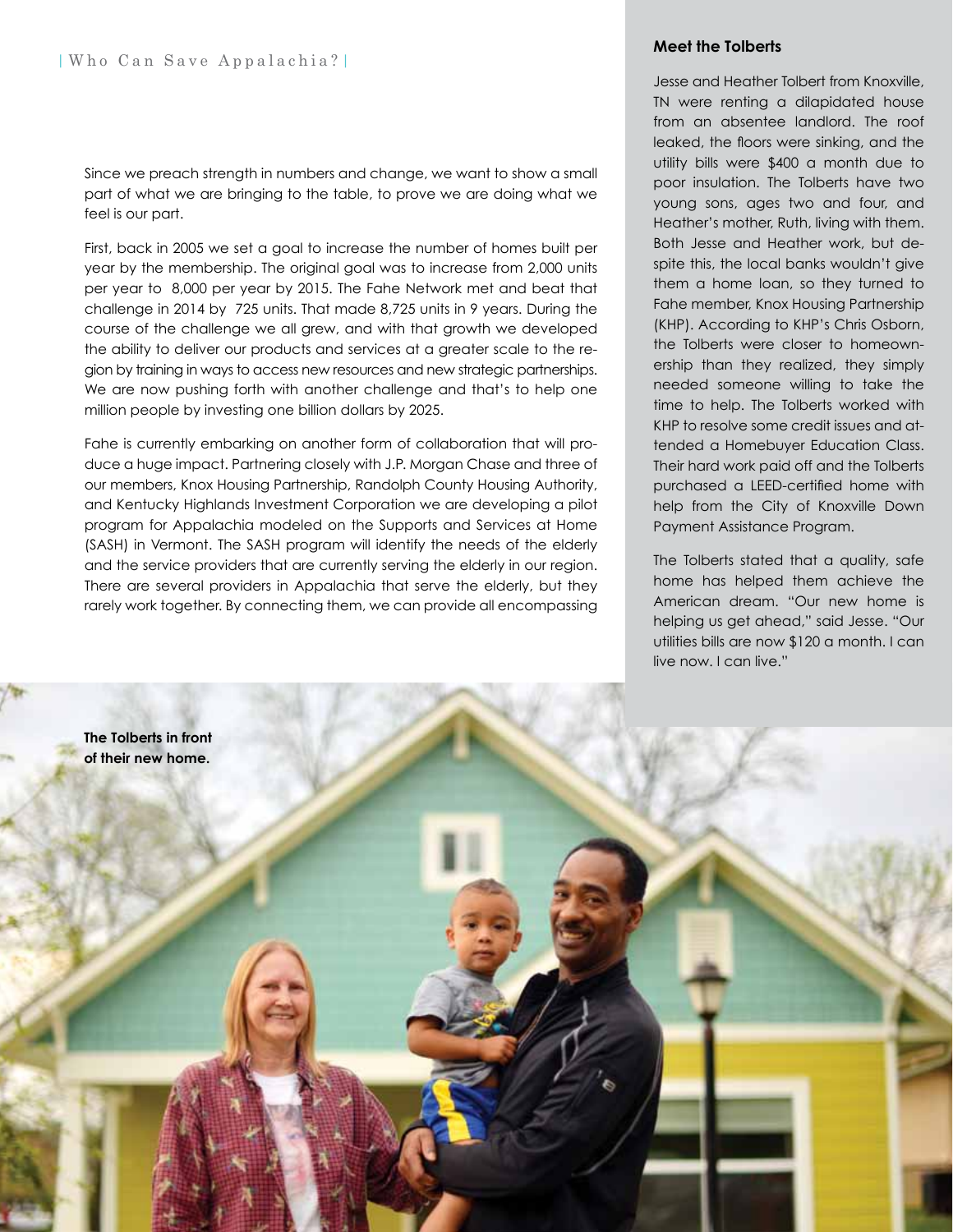Since we preach strength in numbers and change, we want to show a small part of what we are bringing to the table, to prove we are doing what we feel is our part.

First, back in 2005 we set a goal to increase the number of homes built per year by the membership. The original goal was to increase from 2,000 units per year to 8,000 per year by 2015. The Fahe Network met and beat that challenge in 2014 by 725 units. That made 8,725 units in 9 years. During the course of the challenge we all grew, and with that growth we developed the ability to deliver our products and services at a greater scale to the region by training in ways to access new resources and new strategic partnerships. We are now pushing forth with another challenge and that's to help one million people by investing one billion dollars by 2025.

Fahe is currently embarking on another form of collaboration that will produce a huge impact. Partnering closely with J.P. Morgan Chase and three of our members, Knox Housing Partnership, Randolph County Housing Authority, and Kentucky Highlands Investment Corporation we are developing a pilot program for Appalachia modeled on the Supports and Services at Home (SASH) in Vermont. The SASH program will identify the needs of the elderly and the service providers that are currently serving the elderly in our region. There are several providers in Appalachia that serve the elderly, but they rarely work together. By connecting them, we can provide all encompassing

### Meet the Tolberts

Jesse and Heather Tolbert from Knoxville, TN were renting a dilapidated house from an absentee landlord. The roof leaked, the floors were sinking, and the utility bills were $400 a month due to poor insulation. The Tolberts have two young sons, ages two and four, and Heather's mother, Ruth, living with them. Both Jesse and Heather work, but despite this, the local banks wouldn't give them a home loan, so they turned to Fahe member, Knox Housing Partnership (KHP). According to KHP's Chris Osborn, the Tolberts were closer to homeownership than they realized, they simply needed someone willing to take the time to help. The Tolberts worked with KHP to resolve some credit issues and attended a Homebuyer Education Class. Their hard work paid off and the Tolberts purchased a LEED-certified home with help from the City of Knoxville Down Payment Assistance Program.

The Tolberts stated that a quality, safe home has helped them achieve the American dream. "Our new home is helping us get ahead," said Jesse. "Our utilities bills are now $120 a month. I can live now. I can live."

**The Tolberts in front of their new home.**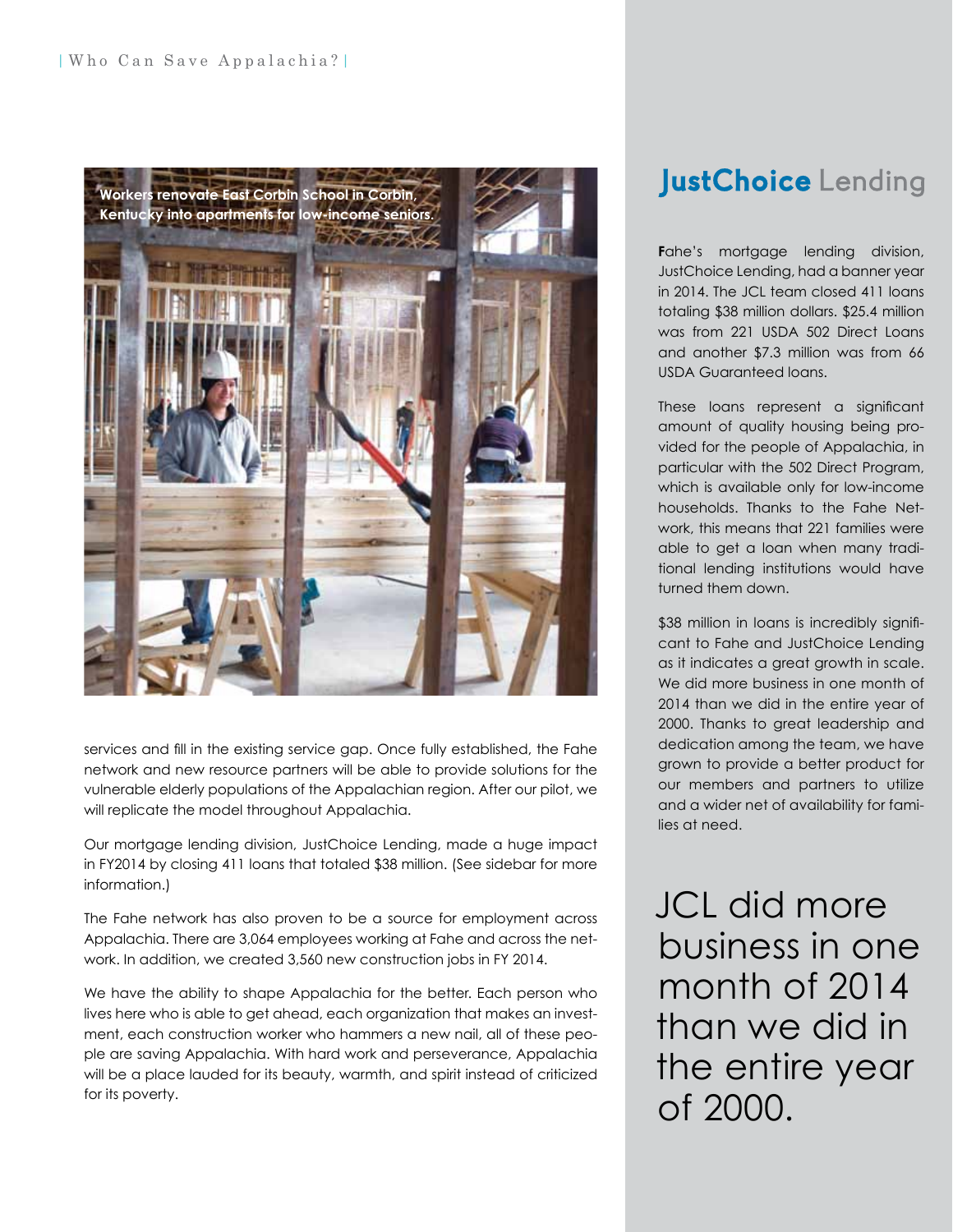Workers renovate East Corbin School in Corbin, Kentucky into apartments for low-income seniors.

services and fill in the existing service gap. Once fully established, the Fahe network and new resource partners will be able to provide solutions for the vulnerable elderly populations of the Appalachian region. After our pilot, we will replicate the model throughout Appalachia.

Our mortgage lending division, JustChoice Lending, made a huge impact in FY2014 by closing 411 loans that totaled $38 million. (See sidebar for more information.)

The Fahe network has also proven to be a source for employment across Appalachia. There are 3,064 employees working at Fahe and across the network. In addition, we created 3,560 new construction jobs in FY 2014.

We have the ability to shape Appalachia for the better. Each person who lives here who is able to get ahead, each organization that makes an investment, each construction worker who hammers a new nail, all of these people are saving Appalachia. With hard work and perseverance, Appalachia will be a place lauded for its beauty, warmth, and spirit instead of criticized for its poverty.

## JustChoice Lending

Fahe's mortgage lending division, JustChoice Lending, had a banner year in 2014. The JCL team closed 411 loans totaling $38 million dollars. $25.4 million was from 221 USDA 502 Direct Loans and another $7.3 million was from 66 USDA Guaranteed loans.

These loans represent a significant amount of quality housing being provided for the people of Appalachia, in particular with the 502 Direct Program, which is available only for low-income households. Thanks to the Fahe Network, this means that 221 families were able to get a loan when many traditional lending institutions would have turned them down.

$38 million in loans is incredibly significant to Fahe and JustChoice Lending as it indicates a great growth in scale. We did more business in one month of 2014 than we did in the entire year of 2000. Thanks to great leadership and dedication among the team, we have grown to provide a better product for our members and partners to utilize and a wider net of availability for families at need.

JCL did more business in one month of 2014 than we did in the entire year of 2000.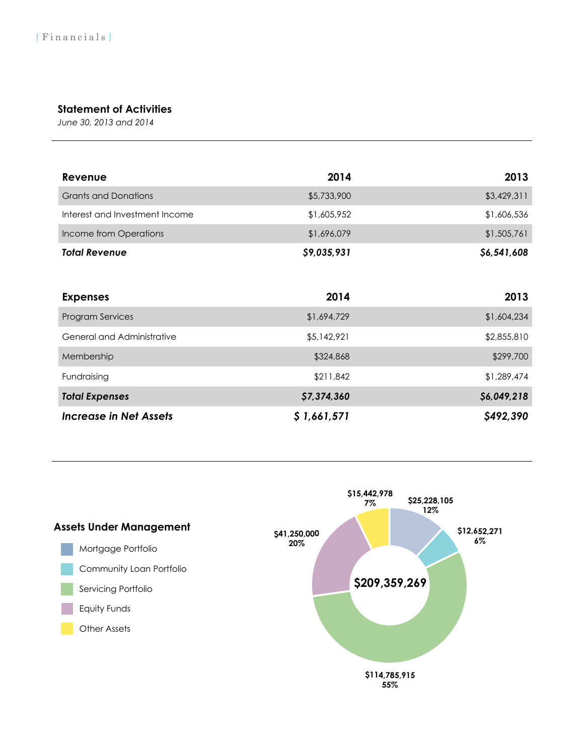## Statement of Activities

*June 30, 2013 and 2014*

| Revenue | 2014 | 2013 |
|---|---|---|
| Grants and Donations | $5,733,900 | $3,429,311 |
| Interest and Investment Income | $1,605,952 | $1,606,536 |
| Income from Operations | $1,696,079 | $1,505,761 |
| ***Total Revenue*** | ***$9,035,931*** | ***$6,541,608*** |

| Expenses | 2014 | 2013 |
|---|---|---|
| Program Services | $1,694,729 | $1,604,234 |
| General and Administrative | $5,142,921 | $2,855,810 |
| Membership | $324,868 | $299,700 |
| Fundraising | $211,842 | $1,289,474 |
| ***Total Expenses*** | ***$7,374,360*** | ***$6,049,218*** |
| ***Increase in Net Assets*** | ***$ 1,661,571*** | ***$492,390*** |

## Assets Under Management

- Mortgage Portfolio
- Community Loan Portfolio
- Servicing Portfolio
- Equity Funds
- Other Assets

**$209,359,269**

| Category | Amount | Percent |
|---|---|---|
| Mortgage Portfolio | $25,228,105 | 12% |
| Community Loan Portfolio | $12,652,271 | 6% |
| Servicing Portfolio | $114,785,915 | 55% |
| Equity Funds | $41,250,000 | 20% |
| Other Assets | $15,442,978 | 7% |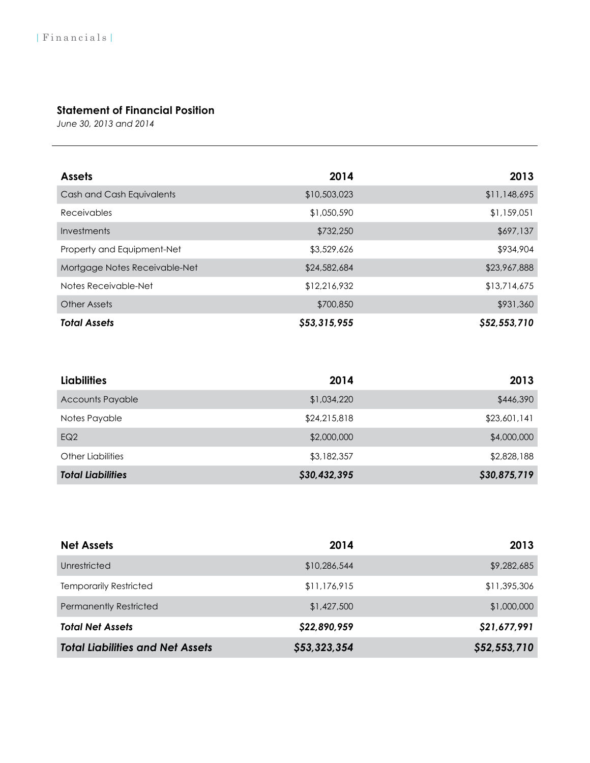## Statement of Financial Position

*June 30, 2013 and 2014*

| Assets | 2014 | 2013 |
| --- | --- | --- |
| Cash and Cash Equivalents | $10,503,023 | $11,148,695 |
| Receivables | $1,050,590 | $1,159,051 |
| Investments | $732,250 | $697,137 |
| Property and Equipment-Net | $3,529,626 | $934,904 |
| Mortgage Notes Receivable-Net | $24,582,684 | $23,967,888 |
| Notes Receivable-Net | $12,216,932 | $13,714,675 |
| Other Assets | $700,850 | $931,360 |
| ***Total Assets*** | ***$53,315,955*** | ***$52,553,710*** |

| Liabilities | 2014 | 2013 |
| --- | --- | --- |
| Accounts Payable | $1,034,220 | $446,390 |
| Notes Payable | $24,215,818 | $23,601,141 |
| EQ2 | $2,000,000 | $4,000,000 |
| Other Liabilities | $3,182,357 | $2,828,188 |
| ***Total Liabilities*** | ***$30,432,395*** | ***$30,875,719*** |

| Net Assets | 2014 | 2013 |
| --- | --- | --- |
| Unrestricted | $10,286,544 | $9,282,685 |
| Temporarily Restricted | $11,176,915 | $11,395,306 |
| Permanently Restricted | $1,427,500 | $1,000,000 |
| ***Total Net Assets*** | ***$22,890,959*** | ***$21,677,991*** |
| ***Total Liabilities and Net Assets*** | ***$53,323,354*** | ***$52,553,710*** |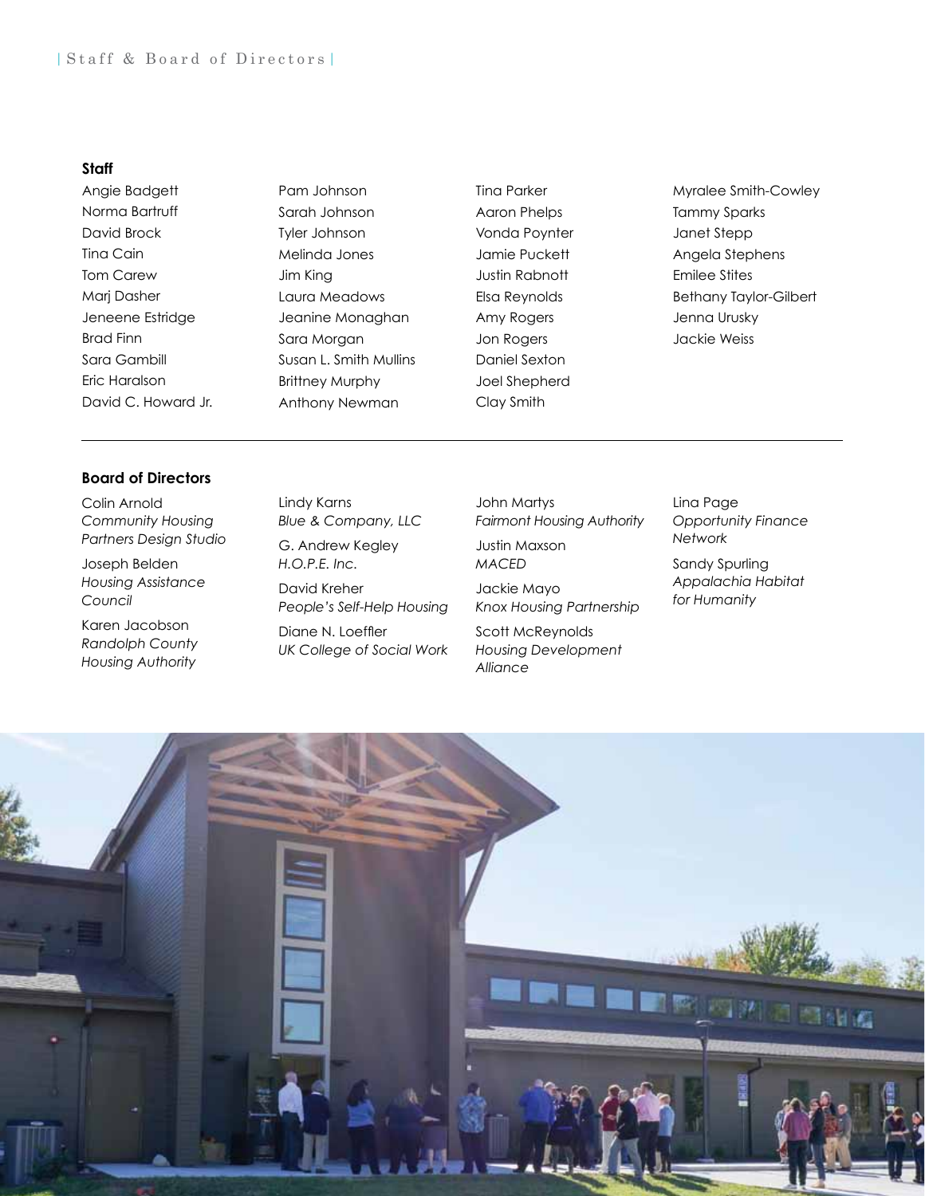## Staff

Angie Badgett
Norma Bartruff
David Brock
Tina Cain
Tom Carew
Marj Dasher
Jeneene Estridge
Brad Finn
Sara Gambill
Eric Haralson
David C. Howard Jr.
Pam Johnson
Sarah Johnson
Tyler Johnson
Melinda Jones
Jim King
Laura Meadows
Jeanine Monaghan
Sara Morgan
Susan L. Smith Mullins
Brittney Murphy
Anthony Newman
Tina Parker
Aaron Phelps
Vonda Poynter
Jamie Puckett
Justin Rabnott
Elsa Reynolds
Amy Rogers
Jon Rogers
Daniel Sexton
Joel Shepherd
Clay Smith
Myralee Smith-Cowley
Tammy Sparks
Janet Stepp
Angela Stephens
Emilee Stites
Bethany Taylor-Gilbert
Jenna Urusky
Jackie Weiss

---

## Board of Directors

Colin Arnold
*Community Housing Partners Design Studio*

Joseph Belden
*Housing Assistance Council*

Karen Jacobson
*Randolph County Housing Authority*

Lindy Karns
*Blue & Company, LLC*

G. Andrew Kegley
*H.O.P.E. Inc.*

David Kreher
*People's Self-Help Housing*

Diane N. Loeffler
*UK College of Social Work*

John Martys
*Fairmont Housing Authority*

Justin Maxson
*MACED*

Jackie Mayo
*Knox Housing Partnership*

Scott McReynolds
*Housing Development Alliance*

Lina Page
*Opportunity Finance Network*

Sandy Spurling
*Appalachia Habitat for Humanity*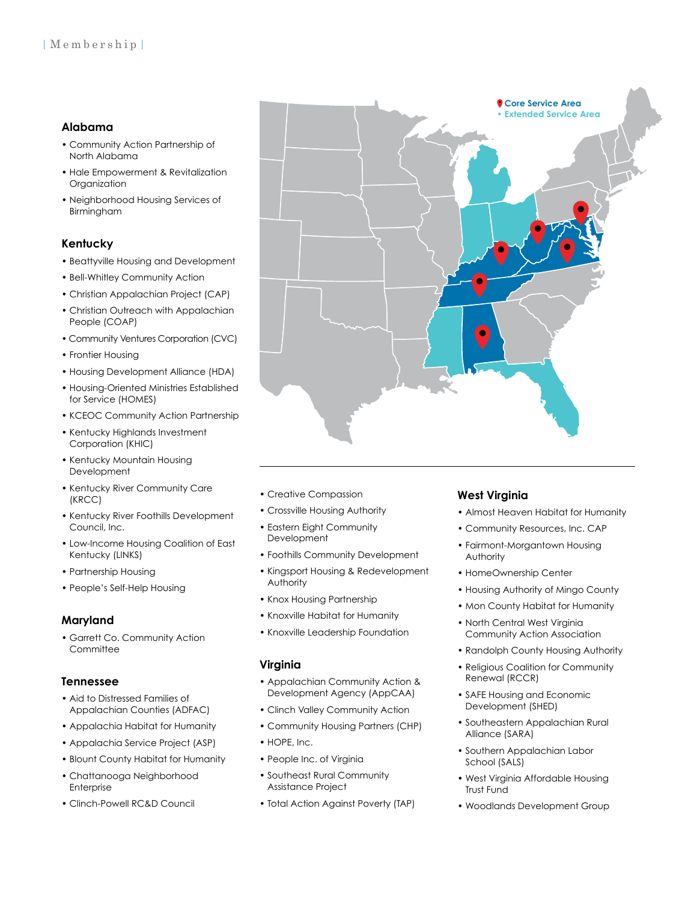# Membership

Core Service Area
Extended Service Area

## Alabama

- Community Action Partnership of North Alabama
- Hale Empowerment & Revitalization Organization
- Neighborhood Housing Services of Birmingham

## Kentucky

- Beattyville Housing and Development
- Bell-Whitley Community Action
- Christian Appalachian Project (CAP)
- Christian Outreach with Appalachian People (COAP)
- Community Ventures Corporation (CVC)
- Frontier Housing
- Housing Development Alliance (HDA)
- Housing-Oriented Ministries Established for Service (HOMES)
- KCEOC Community Action Partnership
- Kentucky Highlands Investment Corporation (KHIC)
- Kentucky Mountain Housing Development
- Kentucky River Community Care (KRCC)
- Kentucky River Foothills Development Council, Inc.
- Low-Income Housing Coalition of East Kentucky (LINKS)
- Partnership Housing
- People's Self-Help Housing

## Maryland

- Garrett Co. Community Action Committee

## Tennessee

- Aid to Distressed Families of Appalachian Counties (ADFAC)
- Appalachia Habitat for Humanity
- Appalachia Service Project (ASP)
- Blount County Habitat for Humanity
- Chattanooga Neighborhood Enterprise
- Clinch-Powell RC&D Council
- Creative Compassion
- Crossville Housing Authority
- Eastern Eight Community Development
- Foothills Community Development
- Kingsport Housing & Redevelopment Authority
- Knox Housing Partnership
- Knoxville Habitat for Humanity
- Knoxville Leadership Foundation

## Virginia

- Appalachian Community Action & Development Agency (AppCAA)
- Clinch Valley Community Action
- Community Housing Partners (CHP)
- HOPE, Inc.
- People Inc. of Virginia
- Southeast Rural Community Assistance Project
- Total Action Against Poverty (TAP)

## West Virginia

- Almost Heaven Habitat for Humanity
- Community Resources, Inc. CAP
- Fairmont-Morgantown Housing Authority
- HomeOwnership Center
- Housing Authority of Mingo County
- Mon County Habitat for Humanity
- North Central West Virginia Community Action Association
- Randolph County Housing Authority
- Religious Coalition for Community Renewal (RCCR)
- SAFE Housing and Economic Development (SHED)
- Southeastern Appalachian Rural Alliance (SARA)
- Southern Appalachian Labor School (SALS)
- West Virginia Affordable Housing Trust Fund
- Woodlands Development Group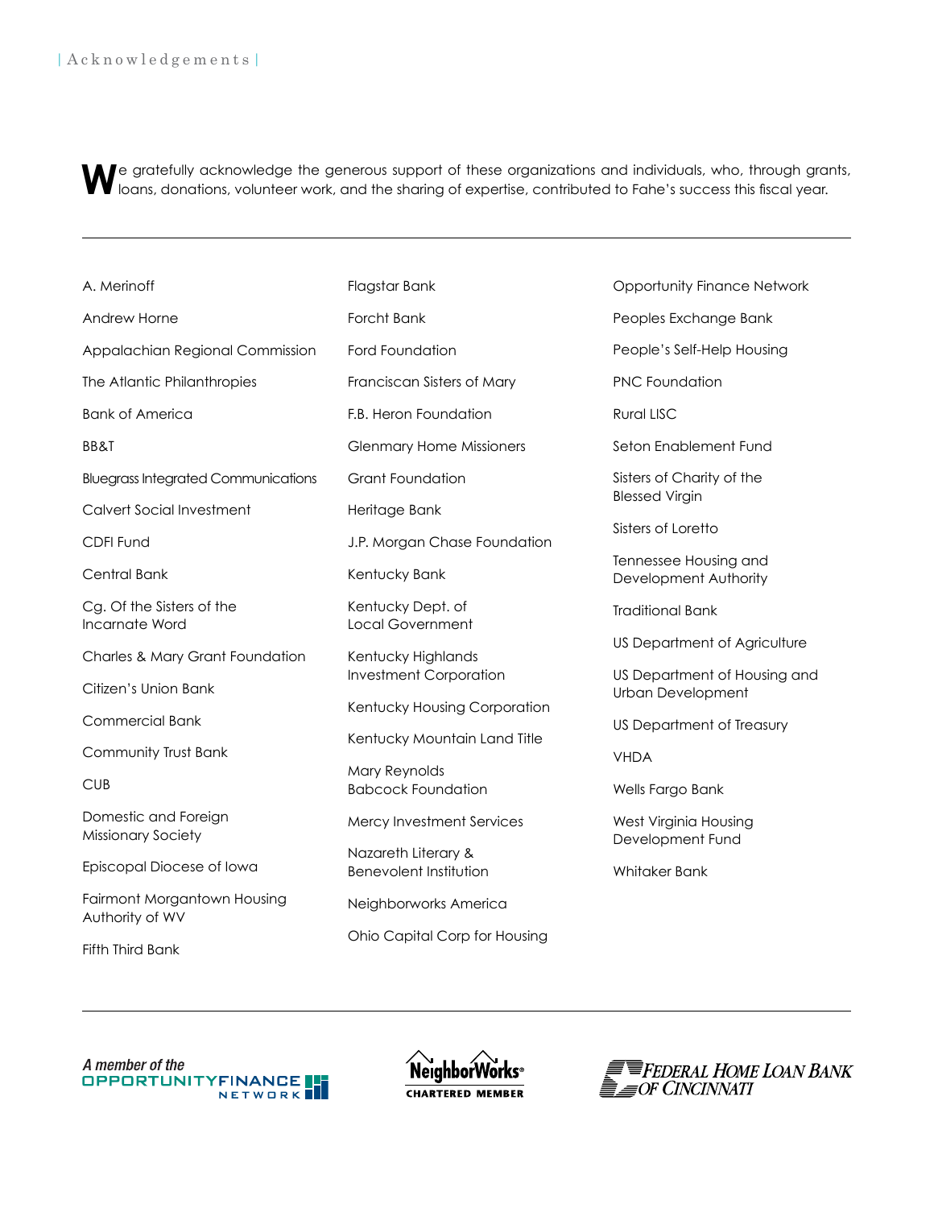# Acknowledgements

**W**e gratefully acknowledge the generous support of these organizations and individuals, who, through grants, loans, donations, volunteer work, and the sharing of expertise, contributed to Fahe's success this fiscal year.

---

- A. Merinoff
- Andrew Horne
- Appalachian Regional Commission
- The Atlantic Philanthropies
- Bank of America
- BB&T
- Bluegrass Integrated Communications
- Calvert Social Investment
- CDFI Fund
- Central Bank
- Cg. Of the Sisters of the Incarnate Word
- Charles & Mary Grant Foundation
- Citizen's Union Bank
- Commercial Bank
- Community Trust Bank
- CUB
- Domestic and Foreign Missionary Society
- Episcopal Diocese of Iowa
- Fairmont Morgantown Housing Authority of WV
- Fifth Third Bank
- Flagstar Bank
- Forcht Bank
- Ford Foundation
- Franciscan Sisters of Mary
- F.B. Heron Foundation
- Glenmary Home Missioners
- Grant Foundation
- Heritage Bank
- J.P. Morgan Chase Foundation
- Kentucky Bank
- Kentucky Dept. of Local Government
- Kentucky Highlands Investment Corporation
- Kentucky Housing Corporation
- Kentucky Mountain Land Title
- Mary Reynolds Babcock Foundation
- Mercy Investment Services
- Nazareth Literary & Benevolent Institution
- Neighborworks America
- Ohio Capital Corp for Housing
- Opportunity Finance Network
- Peoples Exchange Bank
- People's Self-Help Housing
- PNC Foundation
- Rural LISC
- Seton Enablement Fund
- Sisters of Charity of the Blessed Virgin
- Sisters of Loretto
- Tennessee Housing and Development Authority
- Traditional Bank
- US Department of Agriculture
- US Department of Housing and Urban Development
- US Department of Treasury
- VHDA
- Wells Fargo Bank
- West Virginia Housing Development Fund
- Whitaker Bank

---

A member of the OPPORTUNITY FINANCE NETWORK

NeighborWorks® CHARTERED MEMBER

FEDERAL HOME LOAN BANK OF CINCINNATI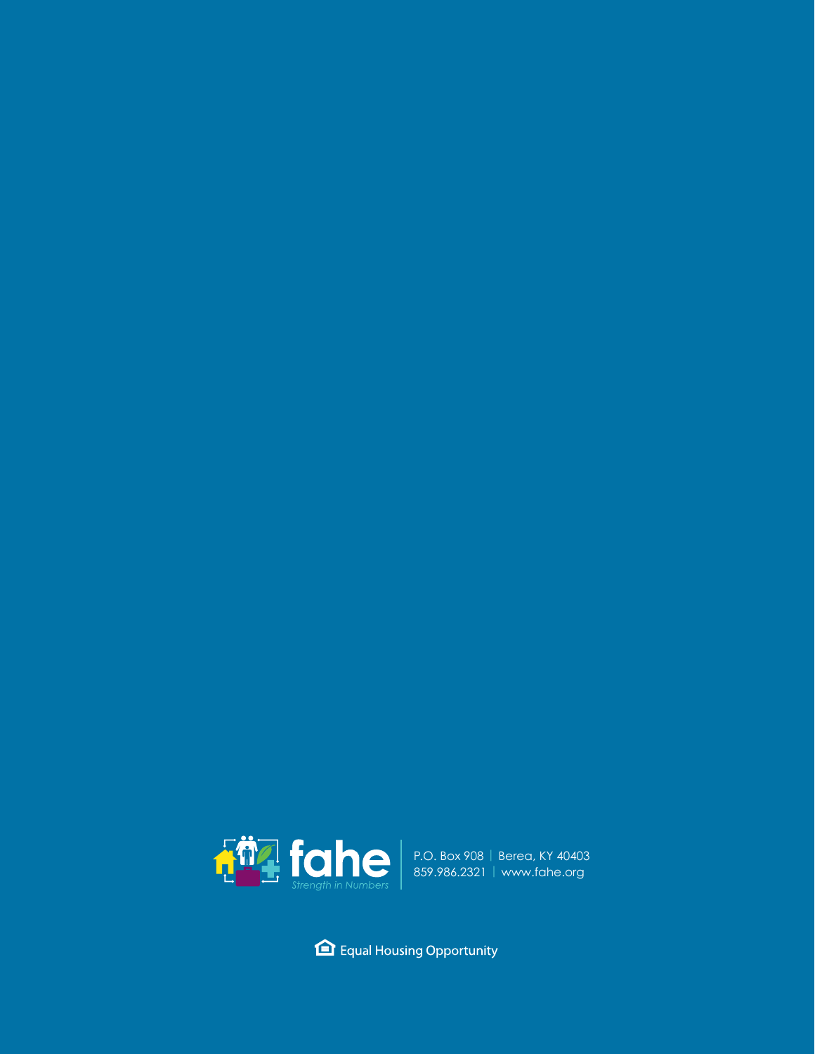fahe

*Strength in Numbers*

P.O. Box 908 | Berea, KY 40403
859.986.2321 | www.fahe.org

Equal Housing Opportunity